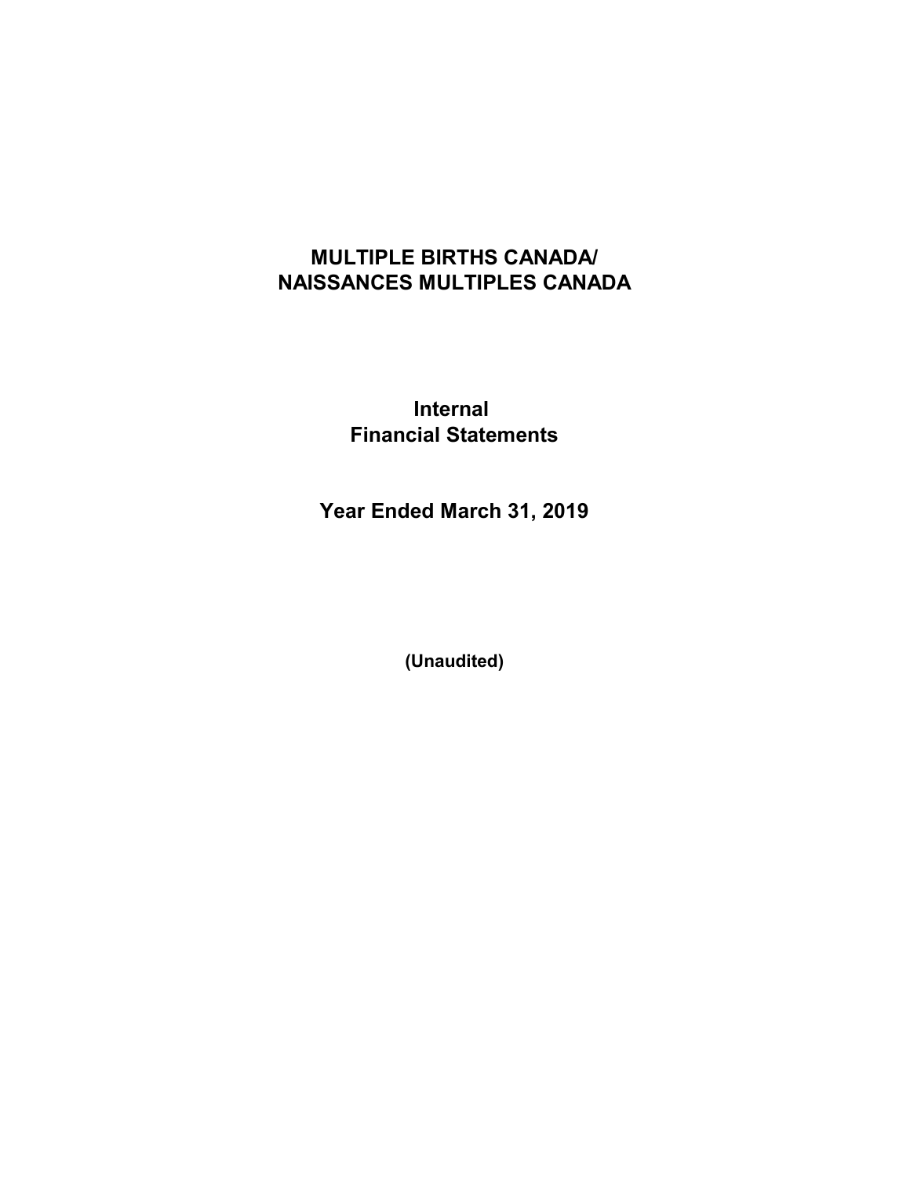# MULTIPLE BIRTHS CANADA/
# NAISSANCES MULTIPLES CANADA

## Internal
## Financial Statements

## Year Ended March 31, 2019

**(Unaudited)**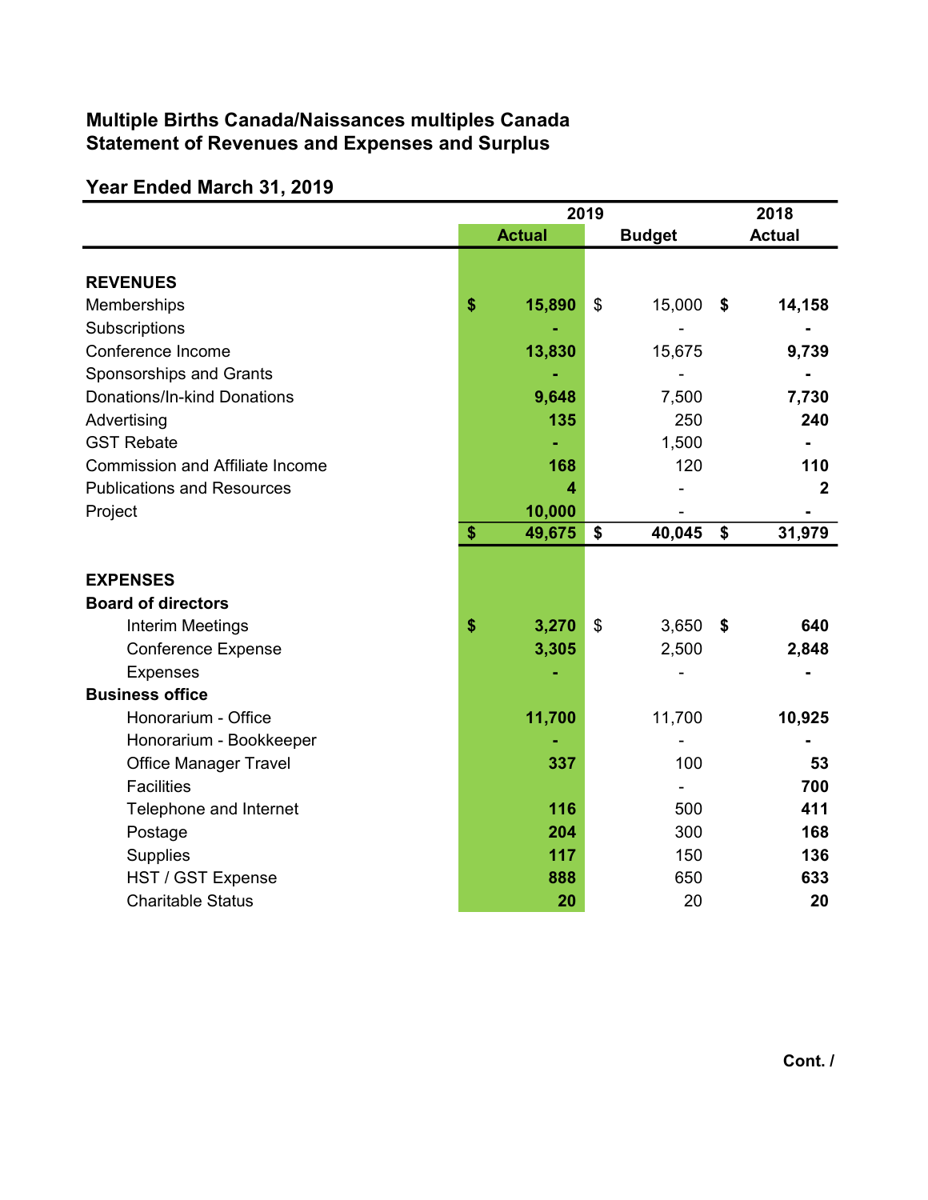**Multiple Births Canada/Naissances multiples Canada**
**Statement of Revenues and Expenses and Surplus**

**Year Ended March 31, 2019**

| | 2019 Actual | 2019 Budget | 2018 Actual |
|---|---|---|---|
| **REVENUES** | | | |
| Memberships | $ 15,890 | $ 15,000 | $ 14,158 |
| Subscriptions | - | - | - |
| Conference Income | 13,830 | 15,675 | 9,739 |
| Sponsorships and Grants | - | - | - |
| Donations/In-kind Donations | 9,648 | 7,500 | 7,730 |
| Advertising | 135 | 250 | 240 |
| GST Rebate | - | 1,500 | - |
| Commission and Affiliate Income | 168 | 120 | 110 |
| Publications and Resources | 4 | - | 2 |
| Project | 10,000 | - | - |
| | $ 49,675 | $ 40,045 | $ 31,979 |
| **EXPENSES** | | | |
| **Board of directors** | | | |
| Interim Meetings | $ 3,270 | $ 3,650 | $ 640 |
| Conference Expense | 3,305 | 2,500 | 2,848 |
| Expenses | - | - | - |
| **Business office** | | | |
| Honorarium - Office | 11,700 | 11,700 | 10,925 |
| Honorarium - Bookkeeper | - | - | - |
| Office Manager Travel | 337 | 100 | 53 |
| Facilities | | - | 700 |
| Telephone and Internet | 116 | 500 | 411 |
| Postage | 204 | 300 | 168 |
| Supplies | 117 | 150 | 136 |
| HST / GST Expense | 888 | 650 | 633 |
| Charitable Status | 20 | 20 | 20 |

**Cont. /**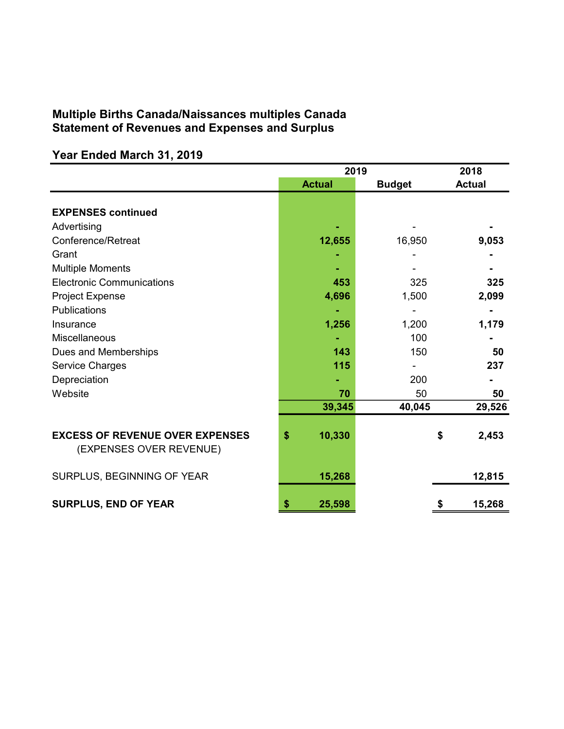**Multiple Births Canada/Naissances multiples Canada**
**Statement of Revenues and Expenses and Surplus**

**Year Ended March 31, 2019**

| | 2019 Actual | 2019 Budget | 2018 Actual |
|---|---|---|---|
| **EXPENSES continued** | | | |
| Advertising | - | - | - |
| Conference/Retreat | 12,655 | 16,950 | 9,053 |
| Grant | - | - | - |
| Multiple Moments | - | - | - |
| Electronic Communications | 453 | 325 | 325 |
| Project Expense | 4,696 | 1,500 | 2,099 |
| Publications | - | - | - |
| Insurance | 1,256 | 1,200 | 1,179 |
| Miscellaneous | - | 100 | - |
| Dues and Memberships | 143 | 150 | 50 |
| Service Charges | 115 | - | 237 |
| Depreciation | - | 200 | - |
| Website | 70 | 50 | 50 |
| | 39,345 | 40,045 | 29,526 |
| **EXCESS OF REVENUE OVER EXPENSES** (EXPENSES OVER REVENUE) | $ 10,330 | | $ 2,453 |
| SURPLUS, BEGINNING OF YEAR | 15,268 | | 12,815 |
| **SURPLUS, END OF YEAR** | $ 25,598 | | $ 15,268 |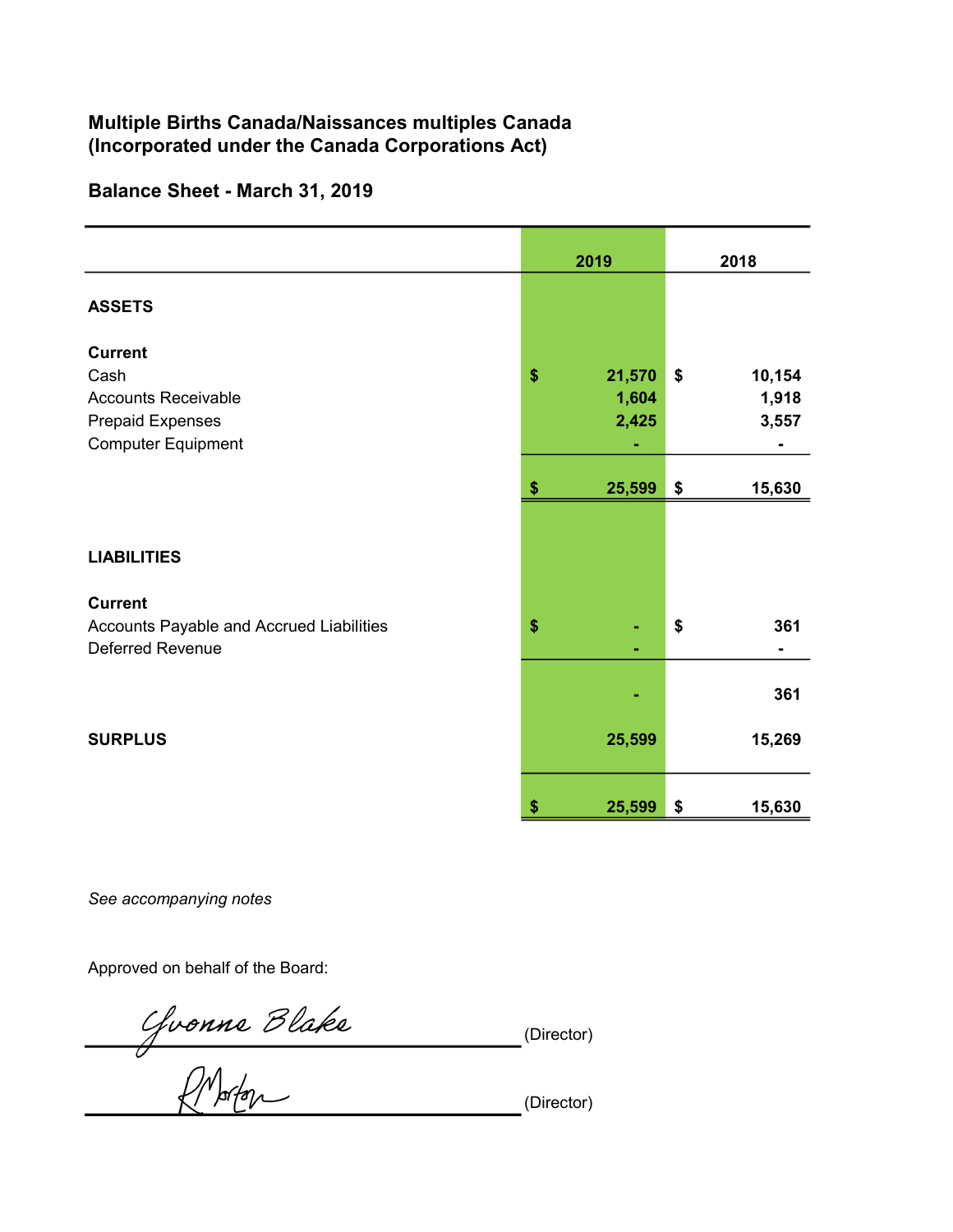**Multiple Births Canada/Naissances multiples Canada**
**(Incorporated under the Canada Corporations Act)**

## Balance Sheet - March 31, 2019

| | 2019 | 2018 |
|---|---|---|
| **ASSETS** | | |
| **Current** | | |
| Cash | $ 21,570 | $ 10,154 |
| Accounts Receivable | 1,604 | 1,918 |
| Prepaid Expenses | 2,425 | 3,557 |
| Computer Equipment | - | - |
| | $ 25,599 | $ 15,630 |
| **LIABILITIES** | | |
| **Current** | | |
| Accounts Payable and Accrued Liabilities | $ - | $ 361 |
| Deferred Revenue | - | - |
| | - | 361 |
| **SURPLUS** | 25,599 | 15,269 |
| | $ 25,599 | $ 15,630 |

*See accompanying notes*

Approved on behalf of the Board:

Yvonne Blake (Director)

RMorton (Director)